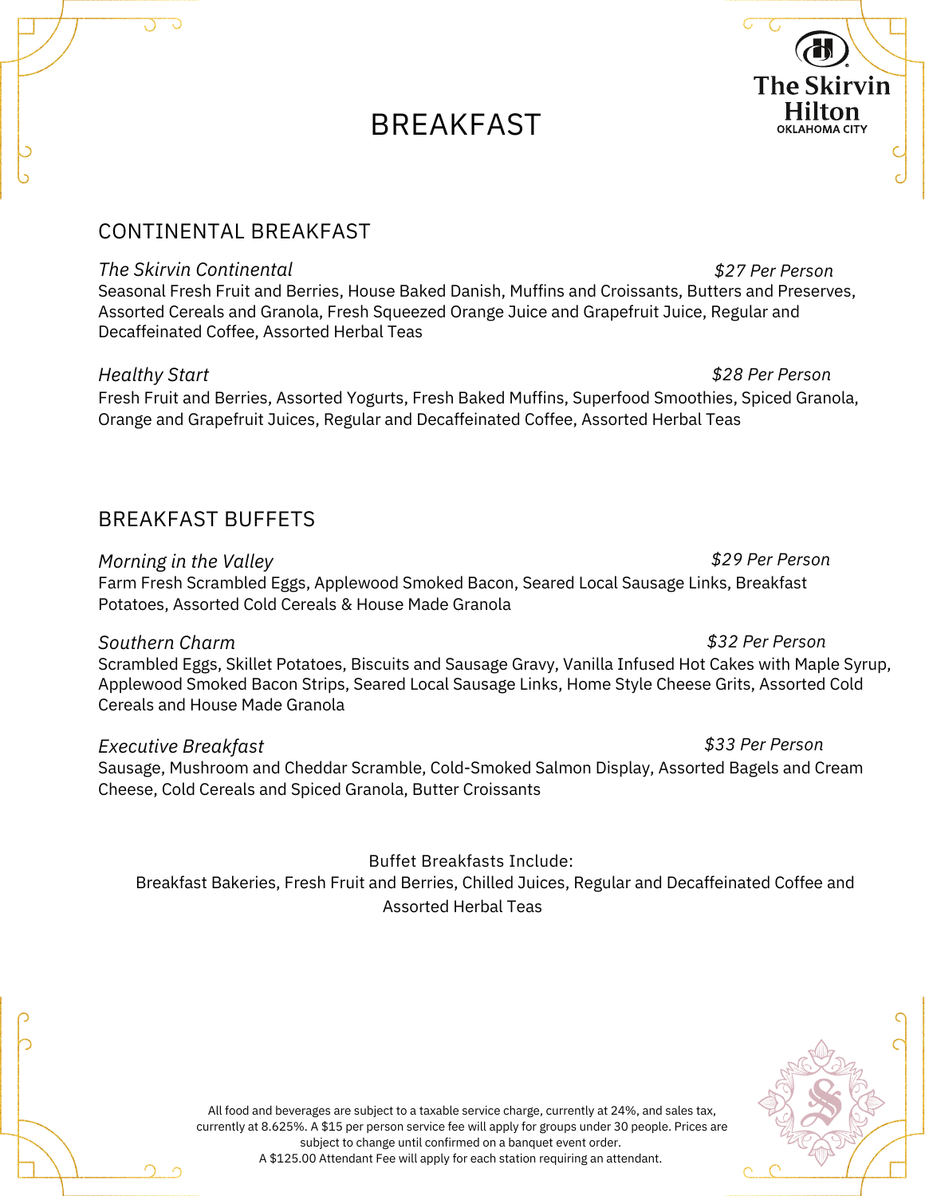The Skirvin Hilton
OKLAHOMA CITY

# BREAKFAST

## CONTINENTAL BREAKFAST

*The Skirvin Continental* *$27 Per Person*
Seasonal Fresh Fruit and Berries, House Baked Danish, Muffins and Croissants, Butters and Preserves, Assorted Cereals and Granola, Fresh Squeezed Orange Juice and Grapefruit Juice, Regular and Decaffeinated Coffee, Assorted Herbal Teas

*Healthy Start* *$28 Per Person*
Fresh Fruit and Berries, Assorted Yogurts, Fresh Baked Muffins, Superfood Smoothies, Spiced Granola, Orange and Grapefruit Juices, Regular and Decaffeinated Coffee, Assorted Herbal Teas

## BREAKFAST BUFFETS

*Morning in the Valley* *$29 Per Person*
Farm Fresh Scrambled Eggs, Applewood Smoked Bacon, Seared Local Sausage Links, Breakfast Potatoes, Assorted Cold Cereals & House Made Granola

*Southern Charm* *$32 Per Person*
Scrambled Eggs, Skillet Potatoes, Biscuits and Sausage Gravy, Vanilla Infused Hot Cakes with Maple Syrup, Applewood Smoked Bacon Strips, Seared Local Sausage Links, Home Style Cheese Grits, Assorted Cold Cereals and House Made Granola

*Executive Breakfast* *$33 Per Person*
Sausage, Mushroom and Cheddar Scramble, Cold-Smoked Salmon Display, Assorted Bagels and Cream Cheese, Cold Cereals and Spiced Granola, Butter Croissants

Buffet Breakfasts Include:
Breakfast Bakeries, Fresh Fruit and Berries, Chilled Juices, Regular and Decaffeinated Coffee and Assorted Herbal Teas

All food and beverages are subject to a taxable service charge, currently at 24%, and sales tax, currently at 8.625%. A $15 per person service fee will apply for groups under 30 people. Prices are subject to change until confirmed on a banquet event order.
A $125.00 Attendant Fee will apply for each station requiring an attendant.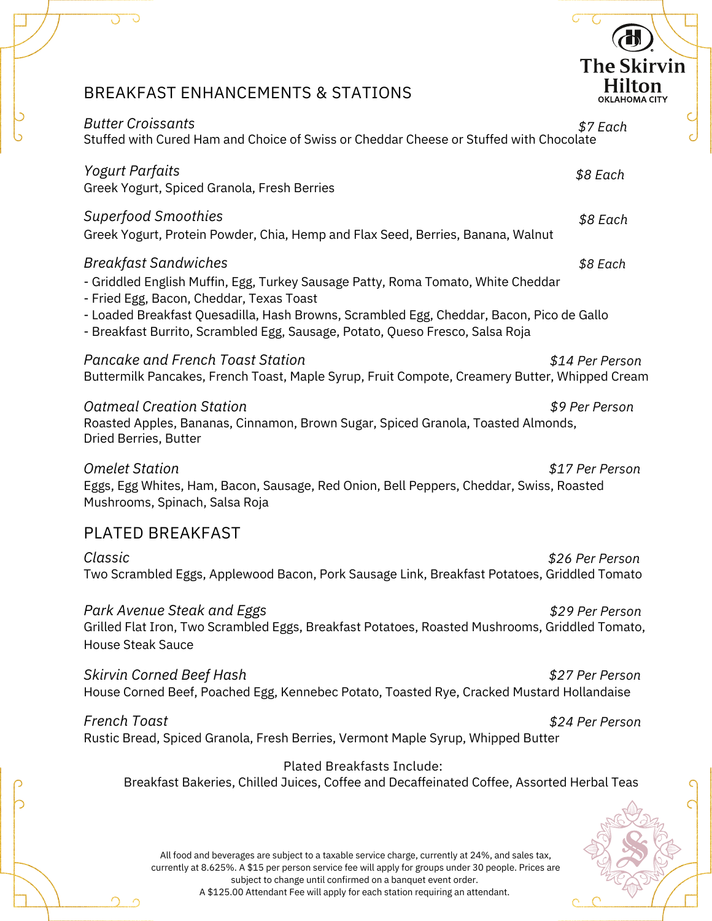The Skirvin Hilton
OKLAHOMA CITY

## BREAKFAST ENHANCEMENTS & STATIONS

*Butter Croissants* — *$7 Each*
Stuffed with Cured Ham and Choice of Swiss or Cheddar Cheese or Stuffed with Chocolate

*Yogurt Parfaits* — *$8 Each*
Greek Yogurt, Spiced Granola, Fresh Berries

*Superfood Smoothies* — *$8 Each*
Greek Yogurt, Protein Powder, Chia, Hemp and Flax Seed, Berries, Banana, Walnut

*Breakfast Sandwiches* — *$8 Each*
- Griddled English Muffin, Egg, Turkey Sausage Patty, Roma Tomato, White Cheddar
- Fried Egg, Bacon, Cheddar, Texas Toast
- Loaded Breakfast Quesadilla, Hash Browns, Scrambled Egg, Cheddar, Bacon, Pico de Gallo
- Breakfast Burrito, Scrambled Egg, Sausage, Potato, Queso Fresco, Salsa Roja

*Pancake and French Toast Station* — *$14 Per Person*
Buttermilk Pancakes, French Toast, Maple Syrup, Fruit Compote, Creamery Butter, Whipped Cream

*Oatmeal Creation Station* — *$9 Per Person*
Roasted Apples, Bananas, Cinnamon, Brown Sugar, Spiced Granola, Toasted Almonds, Dried Berries, Butter

*Omelet Station* — *$17 Per Person*
Eggs, Egg Whites, Ham, Bacon, Sausage, Red Onion, Bell Peppers, Cheddar, Swiss, Roasted Mushrooms, Spinach, Salsa Roja

## PLATED BREAKFAST

*Classic* — *$26 Per Person*
Two Scrambled Eggs, Applewood Bacon, Pork Sausage Link, Breakfast Potatoes, Griddled Tomato

*Park Avenue Steak and Eggs* — *$29 Per Person*
Grilled Flat Iron, Two Scrambled Eggs, Breakfast Potatoes, Roasted Mushrooms, Griddled Tomato, House Steak Sauce

*Skirvin Corned Beef Hash* — *$27 Per Person*
House Corned Beef, Poached Egg, Kennebec Potato, Toasted Rye, Cracked Mustard Hollandaise

*French Toast* — *$24 Per Person*
Rustic Bread, Spiced Granola, Fresh Berries, Vermont Maple Syrup, Whipped Butter

Plated Breakfasts Include:
Breakfast Bakeries, Chilled Juices, Coffee and Decaffeinated Coffee, Assorted Herbal Teas

All food and beverages are subject to a taxable service charge, currently at 24%, and sales tax, currently at 8.625%. A $15 per person service fee will apply for groups under 30 people. Prices are subject to change until confirmed on a banquet event order.
A $125.00 Attendant Fee will apply for each station requiring an attendant.